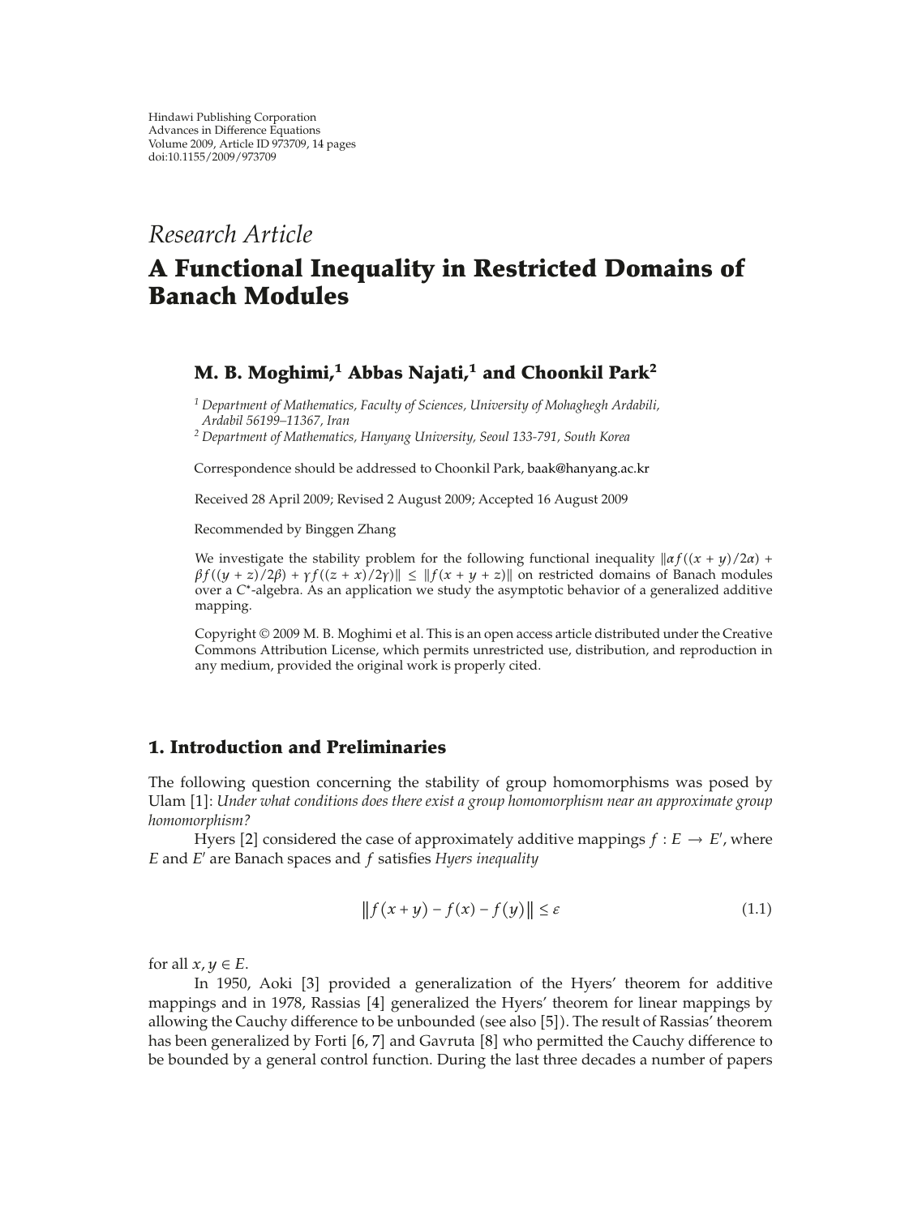Hindawi Publishing Corporation
Advances in Difference Equations
Volume 2009, Article ID 973709, 14 pages
doi:10.1155/2009/973709

*Research Article*

# A Functional Inequality in Restricted Domains of Banach Modules

**M. B. Moghimi,[1] Abbas Najati,[1] and Choonkil Park[2]**

[1] *Department of Mathematics, Faculty of Sciences, University of Mohaghegh Ardabili, Ardabil 56199–11367, Iran*
[2] *Department of Mathematics, Hanyang University, Seoul 133-791, South Korea*

Correspondence should be addressed to Choonkil Park, baak@hanyang.ac.kr

Received 28 April 2009; Revised 2 August 2009; Accepted 16 August 2009

Recommended by Binggen Zhang

We investigate the stability problem for the following functional inequality $\|\alpha f((x+y)/2\alpha) + \beta f((y+z)/2\beta) + \gamma f((z+x)/2\gamma)\| \leq \|f(x+y+z)\|$ on restricted domains of Banach modules over a $C^*$-algebra. As an application we study the asymptotic behavior of a generalized additive mapping.

Copyright © 2009 M. B. Moghimi et al. This is an open access article distributed under the Creative Commons Attribution License, which permits unrestricted use, distribution, and reproduction in any medium, provided the original work is properly cited.

## 1. Introduction and Preliminaries

The following question concerning the stability of group homomorphisms was posed by Ulam [1]: *Under what conditions does there exist a group homomorphism near an approximate group homomorphism?*

Hyers [2] considered the case of approximately additive mappings $f : E \to E'$, where $E$ and $E'$ are Banach spaces and $f$ satisfies *Hyers inequality*

$$\|f(x+y) - f(x) - f(y)\| \leq \varepsilon \tag{1.1}$$

for all $x, y \in E$.

In 1950, Aoki [3] provided a generalization of the Hyers' theorem for additive mappings and in 1978, Rassias [4] generalized the Hyers' theorem for linear mappings by allowing the Cauchy difference to be unbounded (see also [5]). The result of Rassias' theorem has been generalized by Forti [6, 7] and Gavruta [8] who permitted the Cauchy difference to be bounded by a general control function. During the last three decades a number of papers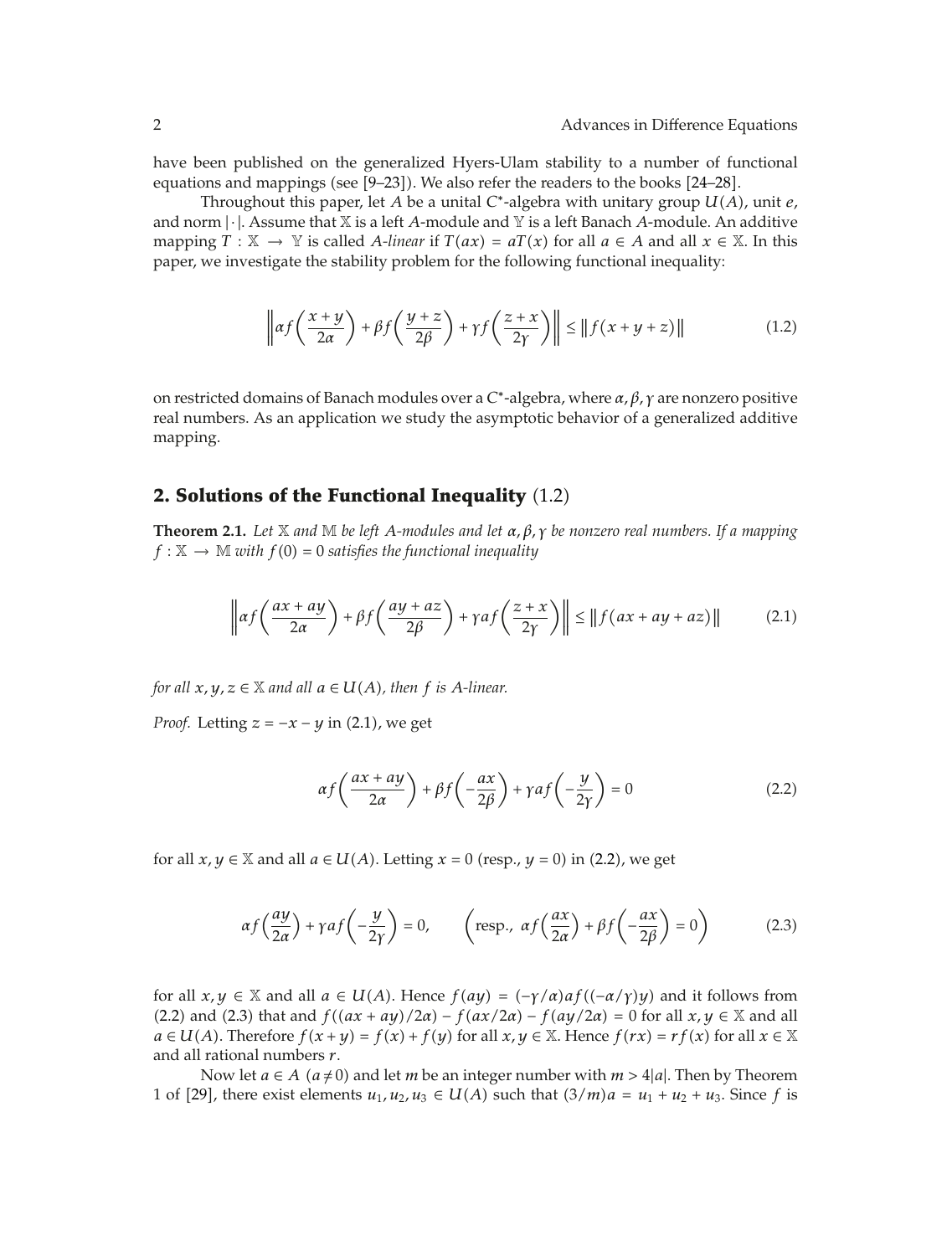have been published on the generalized Hyers-Ulam stability to a number of functional equations and mappings (see [9–23]). We also refer the readers to the books [24–28].

Throughout this paper, let $A$ be a unital $C^*$-algebra with unitary group $U(A)$, unit $e$, and norm $|\cdot|$. Assume that $\mathbb{X}$ is a left $A$-module and $\mathbb{Y}$ is a left Banach $A$-module. An additive mapping $T : \mathbb{X} \to \mathbb{Y}$ is called *A-linear* if $T(ax) = aT(x)$ for all $a \in A$ and all $x \in \mathbb{X}$. In this paper, we investigate the stability problem for the following functional inequality:

$$\left\| \alpha f\left(\frac{x+y}{2\alpha}\right) + \beta f\left(\frac{y+z}{2\beta}\right) + \gamma f\left(\frac{z+x}{2\gamma}\right) \right\| \le \| f(x+y+z) \| \tag{1.2}$$

on restricted domains of Banach modules over a C*-algebra, where $\alpha, \beta, \gamma$ are nonzero positive real numbers. As an application we study the asymptotic behavior of a generalized additive mapping.

## 2. Solutions of the Functional Inequality (1.2)

**Theorem 2.1.** *Let $\mathbb{X}$ and $\mathbb{M}$ be left $A$-modules and let $\alpha, \beta, \gamma$ be nonzero real numbers. If a mapping $f : \mathbb{X} \to \mathbb{M}$ with $f(0) = 0$ satisfies the functional inequality*

$$\left\| \alpha f\left(\frac{ax+ay}{2\alpha}\right) + \beta f\left(\frac{ay+az}{2\beta}\right) + \gamma a f\left(\frac{z+x}{2\gamma}\right) \right\| \le \| f(ax+ay+az) \| \tag{2.1}$$

*for all $x, y, z \in \mathbb{X}$ and all $a \in U(A)$, then $f$ is A-linear.*

*Proof.* Letting $z = -x - y$ in (2.1), we get

$$\alpha f\left(\frac{ax+ay}{2\alpha}\right) + \beta f\left(-\frac{ax}{2\beta}\right) + \gamma a f\left(-\frac{y}{2\gamma}\right) = 0 \tag{2.2}$$

for all $x, y \in \mathbb{X}$ and all $a \in U(A)$. Letting $x = 0$ (resp., $y = 0$) in (2.2), we get

$$\alpha f\left(\frac{ay}{2\alpha}\right) + \gamma a f\left(-\frac{y}{2\gamma}\right) = 0, \qquad \left(\text{resp., } \alpha f\left(\frac{ax}{2\alpha}\right) + \beta f\left(-\frac{ax}{2\beta}\right) = 0\right) \tag{2.3}$$

for all $x, y \in \mathbb{X}$ and all $a \in U(A)$. Hence $f(ay) = (-\gamma/\alpha) a f((-\alpha/\gamma)y)$ and it follows from (2.2) and (2.3) that and $f((ax+ay)/2\alpha) - f(ax/2\alpha) - f(ay/2\alpha) = 0$ for all $x, y \in \mathbb{X}$ and all $a \in U(A)$. Therefore $f(x+y) = f(x) + f(y)$ for all $x, y \in \mathbb{X}$. Hence $f(rx) = rf(x)$ for all $x \in \mathbb{X}$ and all rational numbers $r$.

Now let $a \in A$ $(a \neq 0)$ and let $m$ be an integer number with $m > 4|a|$. Then by Theorem 1 of [29], there exist elements $u_1, u_2, u_3 \in U(A)$ such that $(3/m)a = u_1 + u_2 + u_3$. Since $f$ is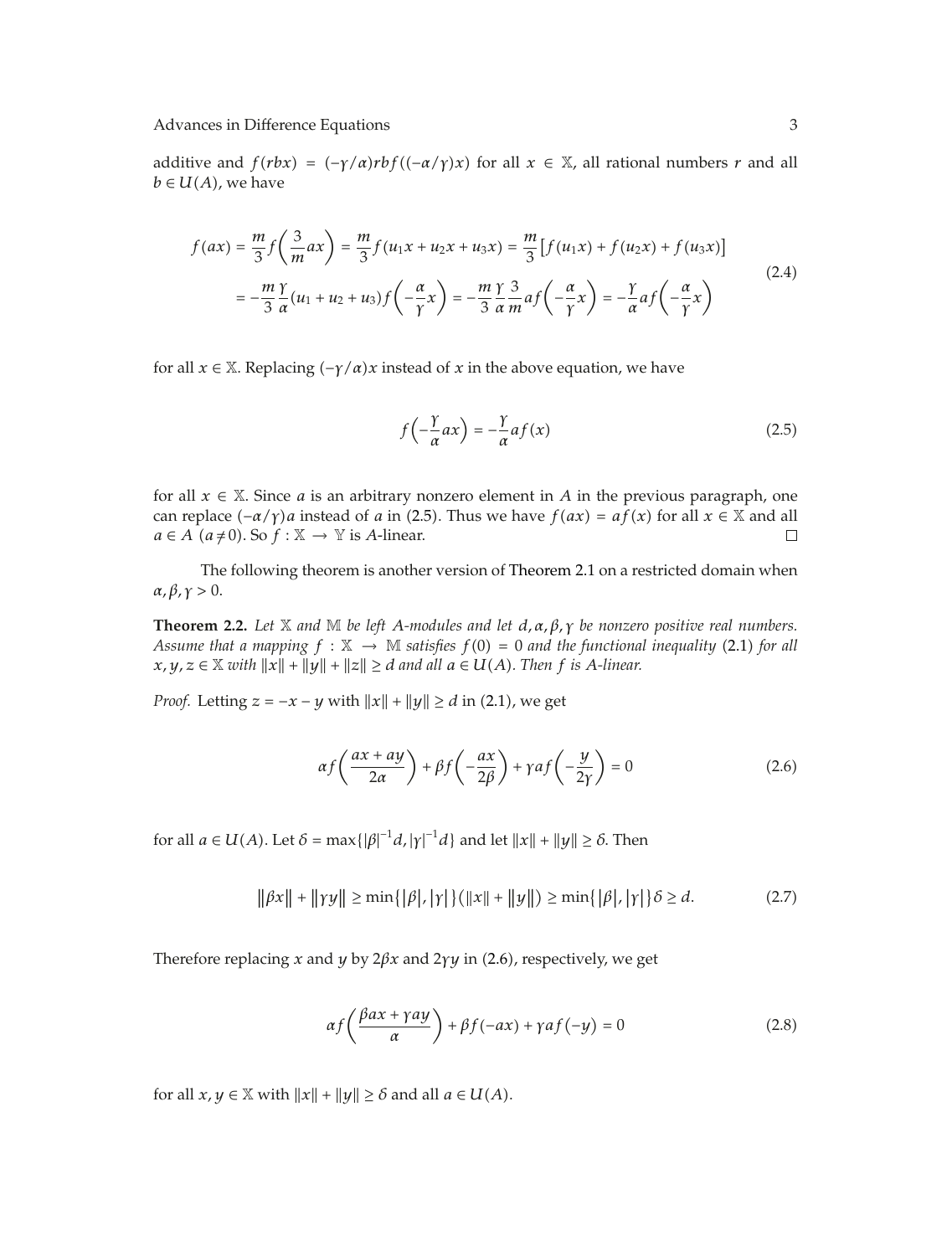additive and $f(rbx) = (-\gamma/\alpha)rbf((-\alpha/\gamma)x)$ for all $x \in \mathbb{X}$, all rational numbers $r$ and all $b \in U(A)$, we have

$$
\begin{aligned}
f(ax) &= \frac{m}{3} f\left(\frac{3}{m}ax\right) = \frac{m}{3} f(u_1 x + u_2 x + u_3 x) = \frac{m}{3}\left[f(u_1 x) + f(u_2 x) + f(u_3 x)\right] \\
&= -\frac{m}{3}\frac{\gamma}{\alpha}(u_1 + u_2 + u_3) f\left(-\frac{\alpha}{\gamma}x\right) = -\frac{m}{3}\frac{\gamma}{\alpha}\frac{3}{m} a f\left(-\frac{\alpha}{\gamma}x\right) = -\frac{\gamma}{\alpha} a f\left(-\frac{\alpha}{\gamma}x\right)
\end{aligned}
\tag{2.4}
$$

for all $x \in \mathbb{X}$. Replacing $(-\gamma/\alpha)x$ instead of $x$ in the above equation, we have

$$
f\left(-\frac{\gamma}{\alpha}ax\right) = -\frac{\gamma}{\alpha} a f(x) \tag{2.5}
$$

for all $x \in \mathbb{X}$. Since $a$ is an arbitrary nonzero element in $A$ in the previous paragraph, one can replace $(-\alpha/\gamma)a$ instead of $a$ in (2.5). Thus we have $f(ax) = af(x)$ for all $x \in \mathbb{X}$ and all $a \in A$ $(a \neq 0)$. So $f : \mathbb{X} \to \mathbb{Y}$ is $A$-linear. □

The following theorem is another version of Theorem 2.1 on a restricted domain when $\alpha, \beta, \gamma > 0$.

**Theorem 2.2.** *Let $\mathbb{X}$ and $\mathbb{M}$ be left $A$-modules and let $d, \alpha, \beta, \gamma$ be nonzero positive real numbers. Assume that a mapping $f : \mathbb{X} \to \mathbb{M}$ satisfies $f(0) = 0$ and the functional inequality (2.1) for all $x, y, z \in \mathbb{X}$ with $\|x\| + \|y\| + \|z\| \geq d$ and all $a \in U(A)$. Then $f$ is $A$-linear.*

*Proof.* Letting $z = -x - y$ with $\|x\| + \|y\| \geq d$ in (2.1), we get

$$
\alpha f\left(\frac{ax + ay}{2\alpha}\right) + \beta f\left(-\frac{ax}{2\beta}\right) + \gamma a f\left(-\frac{y}{2\gamma}\right) = 0 \tag{2.6}
$$

for all $a \in U(A)$. Let $\delta = \max\{|\beta|^{-1} d, |\gamma|^{-1} d\}$ and let $\|x\| + \|y\| \geq \delta$. Then

$$
\|\beta x\| + \|\gamma y\| \geq \min\{|\beta|, |\gamma|\}(\|x\| + \|y\|) \geq \min\{|\beta|, |\gamma|\}\delta \geq d. \tag{2.7}
$$

Therefore replacing $x$ and $y$ by $2\beta x$ and $2\gamma y$ in (2.6), respectively, we get

$$
\alpha f\left(\frac{\beta a x + \gamma a y}{\alpha}\right) + \beta f(-ax) + \gamma a f(-y) = 0 \tag{2.8}
$$

for all $x, y \in \mathbb{X}$ with $\|x\| + \|y\| \geq \delta$ and all $a \in U(A)$.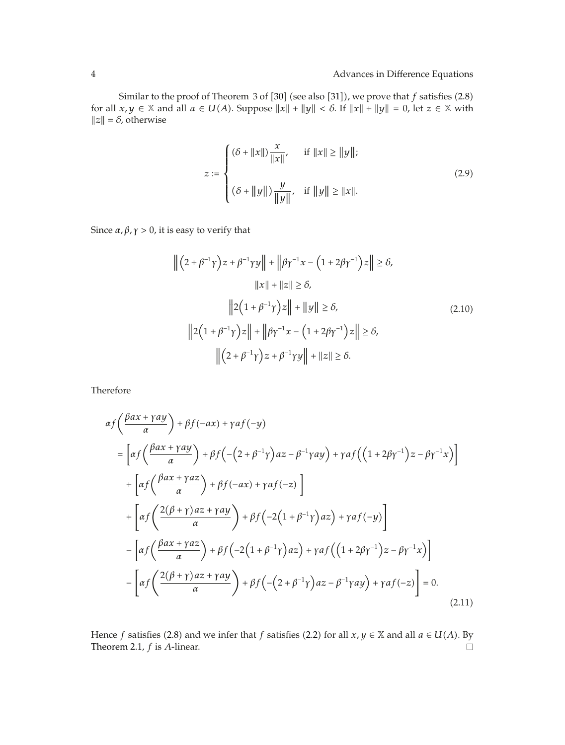Similar to the proof of Theorem 3 of [30] (see also [31]), we prove that $f$ satisfies (2.8) for all $x, y \in \mathbb{X}$ and all $a \in U(A)$. Suppose $\|x\| + \|y\| < \delta$. If $\|x\| + \|y\| = 0$, let $z \in \mathbb{X}$ with $\|z\| = \delta$, otherwise

$$z := \begin{cases} (\delta + \|x\|) \dfrac{x}{\|x\|}, & \text{if } \|x\| \geq \|y\|; \\[2ex] (\delta + \|y\|) \dfrac{y}{\|y\|}, & \text{if } \|y\| \geq \|x\|. \end{cases} \tag{2.9}$$

Since $\alpha, \beta, \gamma > 0$, it is easy to verify that

$$\begin{gathered} \left\| \left(2 + \beta^{-1}\gamma\right) z + \beta^{-1}\gamma y \right\| + \left\| \beta\gamma^{-1} x - \left(1 + 2\beta\gamma^{-1}\right) z \right\| \geq \delta, \\ \|x\| + \|z\| \geq \delta, \\ \left\| 2\left(1 + \beta^{-1}\gamma\right) z \right\| + \|y\| \geq \delta, \\ \left\| 2\left(1 + \beta^{-1}\gamma\right) z \right\| + \left\| \beta\gamma^{-1} x - \left(1 + 2\beta\gamma^{-1}\right) z \right\| \geq \delta, \\ \left\| \left(2 + \beta^{-1}\gamma\right) z + \beta^{-1}\gamma y \right\| + \|z\| \geq \delta. \end{gathered} \tag{2.10}$$

Therefore

$$\begin{aligned} &\alpha f\left(\frac{\beta a x + \gamma a y}{\alpha}\right) + \beta f(-ax) + \gamma a f(-y) \\ &= \left[\alpha f\left(\frac{\beta a x + \gamma a y}{\alpha}\right) + \beta f\left(-\left(2 + \beta^{-1}\gamma\right) a z - \beta^{-1}\gamma a y\right) + \gamma a f\left(\left(1 + 2\beta\gamma^{-1}\right) z - \beta\gamma^{-1} x\right)\right] \\ &\quad + \left[\alpha f\left(\frac{\beta a x + \gamma a z}{\alpha}\right) + \beta f(-ax) + \gamma a f(-z)\right] \\ &\quad + \left[\alpha f\left(\frac{2(\beta + \gamma) a z + \gamma a y}{\alpha}\right) + \beta f\left(-2\left(1 + \beta^{-1}\gamma\right) a z\right) + \gamma a f(-y)\right] \\ &\quad - \left[\alpha f\left(\frac{\beta a x + \gamma a z}{\alpha}\right) + \beta f\left(-2\left(1 + \beta^{-1}\gamma\right) a z\right) + \gamma a f\left(\left(1 + 2\beta\gamma^{-1}\right) z - \beta\gamma^{-1} x\right)\right] \\ &\quad - \left[\alpha f\left(\frac{2(\beta + \gamma) a z + \gamma a y}{\alpha}\right) + \beta f\left(-\left(2 + \beta^{-1}\gamma\right) a z - \beta^{-1}\gamma a y\right) + \gamma a f(-z)\right] = 0. \end{aligned} \tag{2.11}$$

Hence $f$ satisfies (2.8) and we infer that $f$ satisfies (2.2) for all $x, y \in \mathbb{X}$ and all $a \in U(A)$. By Theorem 2.1, $f$ is $A$-linear. $\square$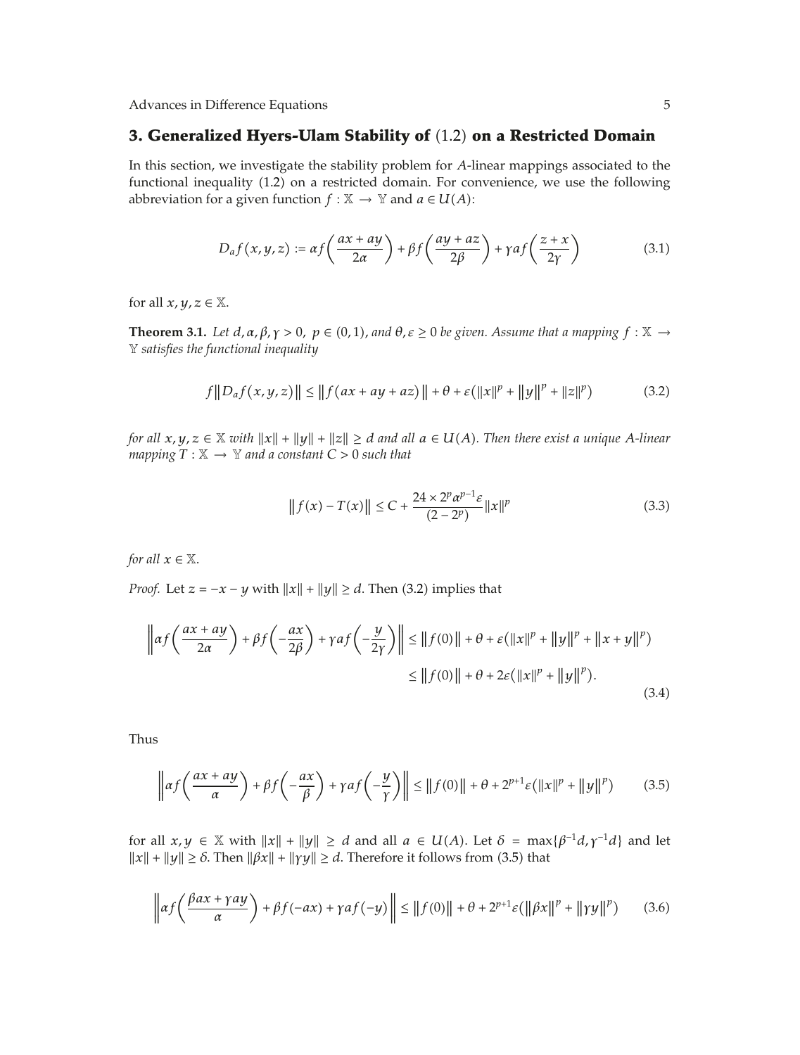## 3. Generalized Hyers-Ulam Stability of (1.2) on a Restricted Domain

In this section, we investigate the stability problem for $A$-linear mappings associated to the functional inequality (1.2) on a restricted domain. For convenience, we use the following abbreviation for a given function $f : \mathbb{X} \to \mathbb{Y}$ and $a \in U(A)$:

$$D_a f(x, y, z) := \alpha f\left(\frac{ax + ay}{2\alpha}\right) + \beta f\left(\frac{ay + az}{2\beta}\right) + \gamma a f\left(\frac{z + x}{2\gamma}\right) \tag{3.1}$$

for all $x, y, z \in \mathbb{X}$.

**Theorem 3.1.** *Let $d, \alpha, \beta, \gamma > 0$, $p \in (0, 1)$, and $\theta, \varepsilon \geq 0$ be given. Assume that a mapping $f : \mathbb{X} \to \mathbb{Y}$ satisfies the functional inequality*

$$f\left\| D_a f(x, y, z) \right\| \leq \left\| f(ax + ay + az) \right\| + \theta + \varepsilon\left(\|x\|^p + \|y\|^p + \|z\|^p\right) \tag{3.2}$$

*for all $x, y, z \in \mathbb{X}$ with $\|x\| + \|y\| + \|z\| \geq d$ and all $a \in U(A)$. Then there exist a unique $A$-linear mapping $T : \mathbb{X} \to \mathbb{Y}$ and a constant $C > 0$ such that*

$$\left\| f(x) - T(x) \right\| \leq C + \frac{24 \times 2^p \alpha^{p-1} \varepsilon}{(2 - 2^p)} \|x\|^p \tag{3.3}$$

*for all $x \in \mathbb{X}$.*

*Proof.* Let $z = -x - y$ with $\|x\| + \|y\| \geq d$. Then (3.2) implies that

$$\begin{aligned}
\left\| \alpha f\left(\frac{ax + ay}{2\alpha}\right) + \beta f\left(-\frac{ax}{2\beta}\right) + \gamma a f\left(-\frac{y}{2\gamma}\right) \right\| &\leq \left\| f(0) \right\| + \theta + \varepsilon\left(\|x\|^p + \|y\|^p + \|x + y\|^p\right) \\
&\leq \left\| f(0) \right\| + \theta + 2\varepsilon\left(\|x\|^p + \|y\|^p\right).
\end{aligned} \tag{3.4}$$

Thus

$$\left\| \alpha f\left(\frac{ax + ay}{\alpha}\right) + \beta f\left(-\frac{ax}{\beta}\right) + \gamma a f\left(-\frac{y}{\gamma}\right) \right\| \leq \left\| f(0) \right\| + \theta + 2^{p+1}\varepsilon\left(\|x\|^p + \|y\|^p\right) \tag{3.5}$$

for all $x, y \in \mathbb{X}$ with $\|x\| + \|y\| \geq d$ and all $a \in U(A)$. Let $\delta = \max\{\beta^{-1}d, \gamma^{-1}d\}$ and let $\|x\| + \|y\| \geq \delta$. Then $\|\beta x\| + \|\gamma y\| \geq d$. Therefore it follows from (3.5) that

$$\left\| \alpha f\left(\frac{\beta ax + \gamma ay}{\alpha}\right) + \beta f(-ax) + \gamma a f(-y) \right\| \leq \left\| f(0) \right\| + \theta + 2^{p+1}\varepsilon\left(\|\beta x\|^p + \|\gamma y\|^p\right) \tag{3.6}$$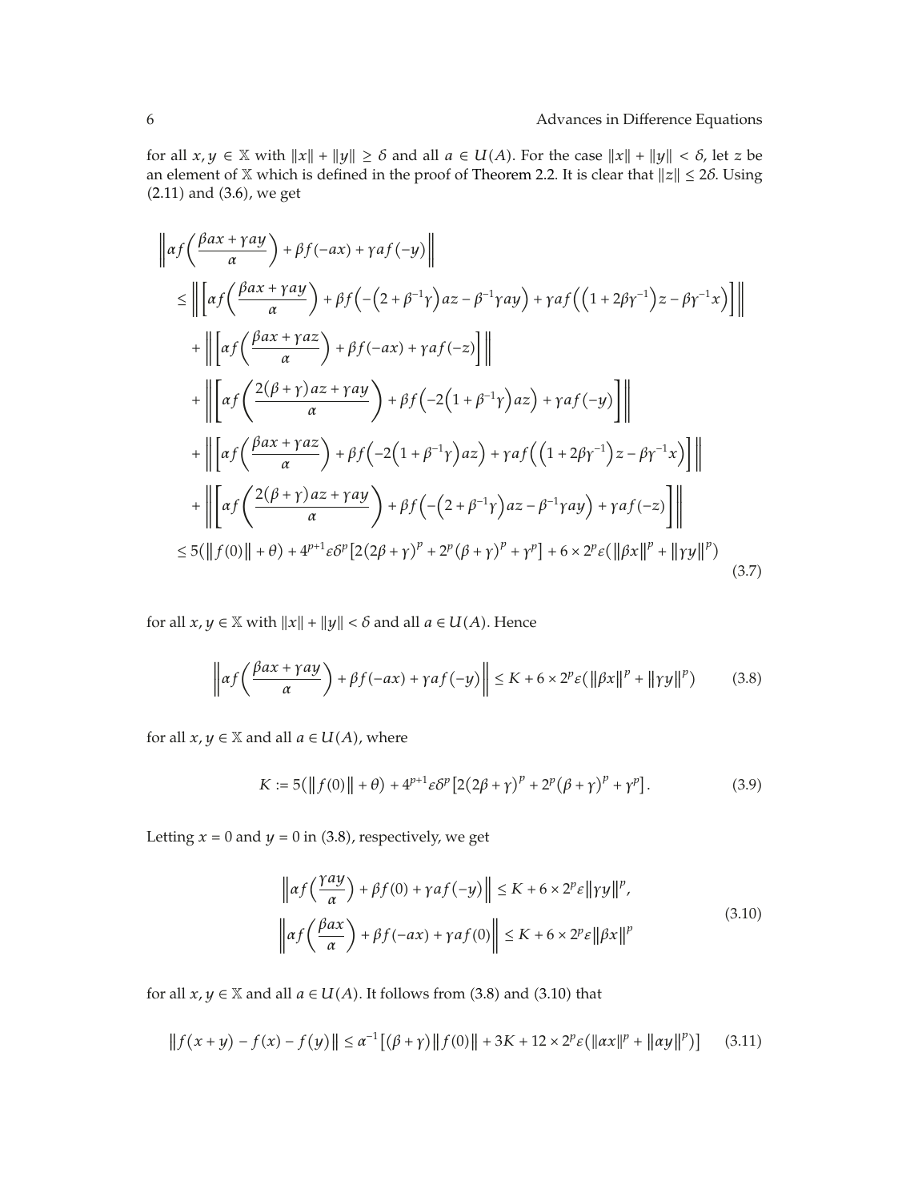for all $x, y \in \mathbb{X}$ with $\|x\| + \|y\| \geq \delta$ and all $a \in U(A)$. For the case $\|x\| + \|y\| < \delta$, let $z$ be an element of $\mathbb{X}$ which is defined in the proof of Theorem 2.2. It is clear that $\|z\| \leq 2\delta$. Using (2.11) and (3.6), we get

$$
\begin{aligned}
&\left\| \alpha f\left(\frac{\beta a x + \gamma a y}{\alpha}\right) + \beta f(-ax) + \gamma a f(-y) \right\| \\
&\leq \left\| \left[ \alpha f\left(\frac{\beta a x + \gamma a y}{\alpha}\right) + \beta f\left(-\left(2 + \beta^{-1}\gamma\right) a z - \beta^{-1}\gamma a y\right) + \gamma a f\left(\left(1 + 2\beta\gamma^{-1}\right) z - \beta\gamma^{-1} x\right) \right] \right\| \\
&\quad + \left\| \left[ \alpha f\left(\frac{\beta a x + \gamma a z}{\alpha}\right) + \beta f(-ax) + \gamma a f(-z) \right] \right\| \\
&\quad + \left\| \left[ \alpha f\left(\frac{2(\beta + \gamma) a z + \gamma a y}{\alpha}\right) + \beta f\left(-2\left(1 + \beta^{-1}\gamma\right) a z\right) + \gamma a f(-y) \right] \right\| \\
&\quad + \left\| \left[ \alpha f\left(\frac{\beta a x + \gamma a z}{\alpha}\right) + \beta f\left(-2\left(1 + \beta^{-1}\gamma\right) a z\right) + \gamma a f\left(\left(1 + 2\beta\gamma^{-1}\right) z - \beta\gamma^{-1} x\right) \right] \right\| \\
&\quad + \left\| \left[ \alpha f\left(\frac{2(\beta + \gamma) a z + \gamma a y}{\alpha}\right) + \beta f\left(-\left(2 + \beta^{-1}\gamma\right) a z - \beta^{-1}\gamma a y\right) + \gamma a f(-z) \right] \right\| \\
&\leq 5\left(\|f(0)\| + \theta\right) + 4^{p+1}\varepsilon\delta^{p}\left[2(2\beta + \gamma)^{p} + 2^{p}(\beta + \gamma)^{p} + \gamma^{p}\right] + 6 \times 2^{p}\varepsilon\left(\|\beta x\|^{p} + \|\gamma y\|^{p}\right)
\end{aligned}
\tag{3.7}
$$

for all $x, y \in \mathbb{X}$ with $\|x\| + \|y\| < \delta$ and all $a \in U(A)$. Hence

$$
\left\| \alpha f\left(\frac{\beta a x + \gamma a y}{\alpha}\right) + \beta f(-ax) + \gamma a f(-y) \right\| \leq K + 6 \times 2^{p}\varepsilon\left(\|\beta x\|^{p} + \|\gamma y\|^{p}\right) \tag{3.8}
$$

for all $x, y \in \mathbb{X}$ and all $a \in U(A)$, where

$$
K := 5\left(\|f(0)\| + \theta\right) + 4^{p+1}\varepsilon\delta^{p}\left[2(2\beta + \gamma)^{p} + 2^{p}(\beta + \gamma)^{p} + \gamma^{p}\right]. \tag{3.9}
$$

Letting $x = 0$ and $y = 0$ in (3.8), respectively, we get

$$
\begin{aligned}
&\left\| \alpha f\left(\frac{\gamma a y}{\alpha}\right) + \beta f(0) + \gamma a f(-y) \right\| \leq K + 6 \times 2^{p}\varepsilon\|\gamma y\|^{p}, \\
&\left\| \alpha f\left(\frac{\beta a x}{\alpha}\right) + \beta f(-ax) + \gamma a f(0) \right\| \leq K + 6 \times 2^{p}\varepsilon\|\beta x\|^{p}
\end{aligned}
\tag{3.10}
$$

for all $x, y \in \mathbb{X}$ and all $a \in U(A)$. It follows from (3.8) and (3.10) that

$$
\|f(x+y) - f(x) - f(y)\| \leq \alpha^{-1}\left[(\beta + \gamma)\|f(0)\| + 3K + 12 \times 2^{p}\varepsilon\left(\|\alpha x\|^{p} + \|\alpha y\|^{p}\right)\right] \tag{3.11}
$$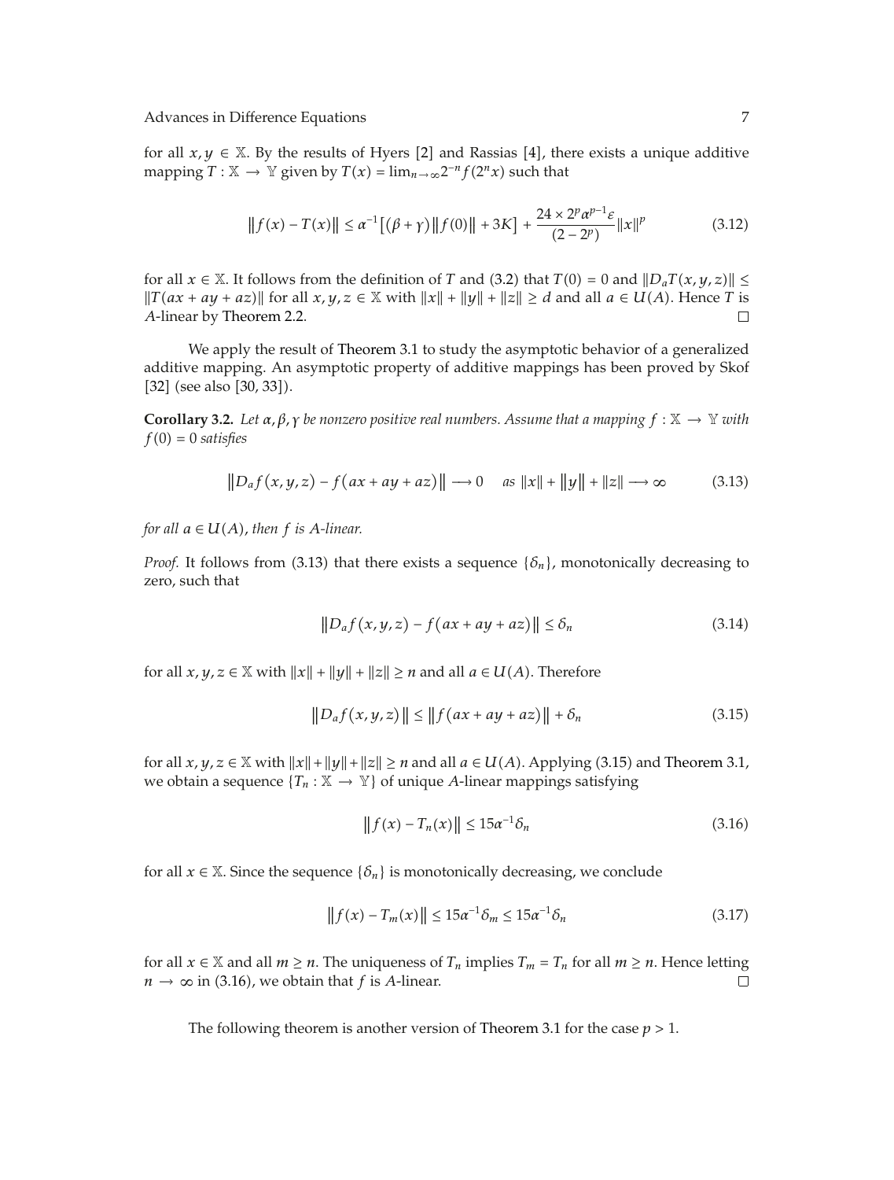for all $x, y \in \mathbb{X}$. By the results of Hyers [2] and Rassias [4], there exists a unique additive mapping $T : \mathbb{X} \to \mathbb{Y}$ given by $T(x) = \lim_{n\to\infty} 2^{-n} f(2^n x)$ such that

$$\left\| f(x) - T(x) \right\| \leq \alpha^{-1}\left[ (\beta + \gamma) \left\| f(0) \right\| + 3K \right] + \frac{24 \times 2^p \alpha^{p-1} \varepsilon}{(2 - 2^p)} \|x\|^p \tag{3.12}$$

for all $x \in \mathbb{X}$. It follows from the definition of $T$ and (3.2) that $T(0) = 0$ and $\|D_a T(x, y, z)\| \leq \|T(ax + ay + az)\|$ for all $x, y, z \in \mathbb{X}$ with $\|x\| + \|y\| + \|z\| \geq d$ and all $a \in U(A)$. Hence $T$ is $A$-linear by Theorem 2.2. □

We apply the result of Theorem 3.1 to study the asymptotic behavior of a generalized additive mapping. An asymptotic property of additive mappings has been proved by Skof [32] (see also [30, 33]).

**Corollary 3.2.** *Let $\alpha, \beta, \gamma$ be nonzero positive real numbers. Assume that a mapping $f : \mathbb{X} \to \mathbb{Y}$ with $f(0) = 0$ satisfies*

$$\left\| D_a f(x, y, z) - f(ax + ay + az) \right\| \longrightarrow 0 \quad \text{as } \|x\| + \|y\| + \|z\| \longrightarrow \infty \tag{3.13}$$

*for all $a \in U(A)$, then $f$ is $A$-linear.*

*Proof.* It follows from (3.13) that there exists a sequence $\{\delta_n\}$, monotonically decreasing to zero, such that

$$\left\| D_a f(x, y, z) - f(ax + ay + az) \right\| \leq \delta_n \tag{3.14}$$

for all $x, y, z \in \mathbb{X}$ with $\|x\| + \|y\| + \|z\| \geq n$ and all $a \in U(A)$. Therefore

$$\left\| D_a f(x, y, z) \right\| \leq \left\| f(ax + ay + az) \right\| + \delta_n \tag{3.15}$$

for all $x, y, z \in \mathbb{X}$ with $\|x\| + \|y\| + \|z\| \geq n$ and all $a \in U(A)$. Applying (3.15) and Theorem 3.1, we obtain a sequence $\{T_n : \mathbb{X} \to \mathbb{Y}\}$ of unique $A$-linear mappings satisfying

$$\left\| f(x) - T_n(x) \right\| \leq 15\alpha^{-1}\delta_n \tag{3.16}$$

for all $x \in \mathbb{X}$. Since the sequence $\{\delta_n\}$ is monotonically decreasing, we conclude

$$\left\| f(x) - T_m(x) \right\| \leq 15\alpha^{-1}\delta_m \leq 15\alpha^{-1}\delta_n \tag{3.17}$$

for all $x \in \mathbb{X}$ and all $m \geq n$. The uniqueness of $T_n$ implies $T_m = T_n$ for all $m \geq n$. Hence letting $n \to \infty$ in (3.16), we obtain that $f$ is $A$-linear. □

The following theorem is another version of Theorem 3.1 for the case $p > 1$.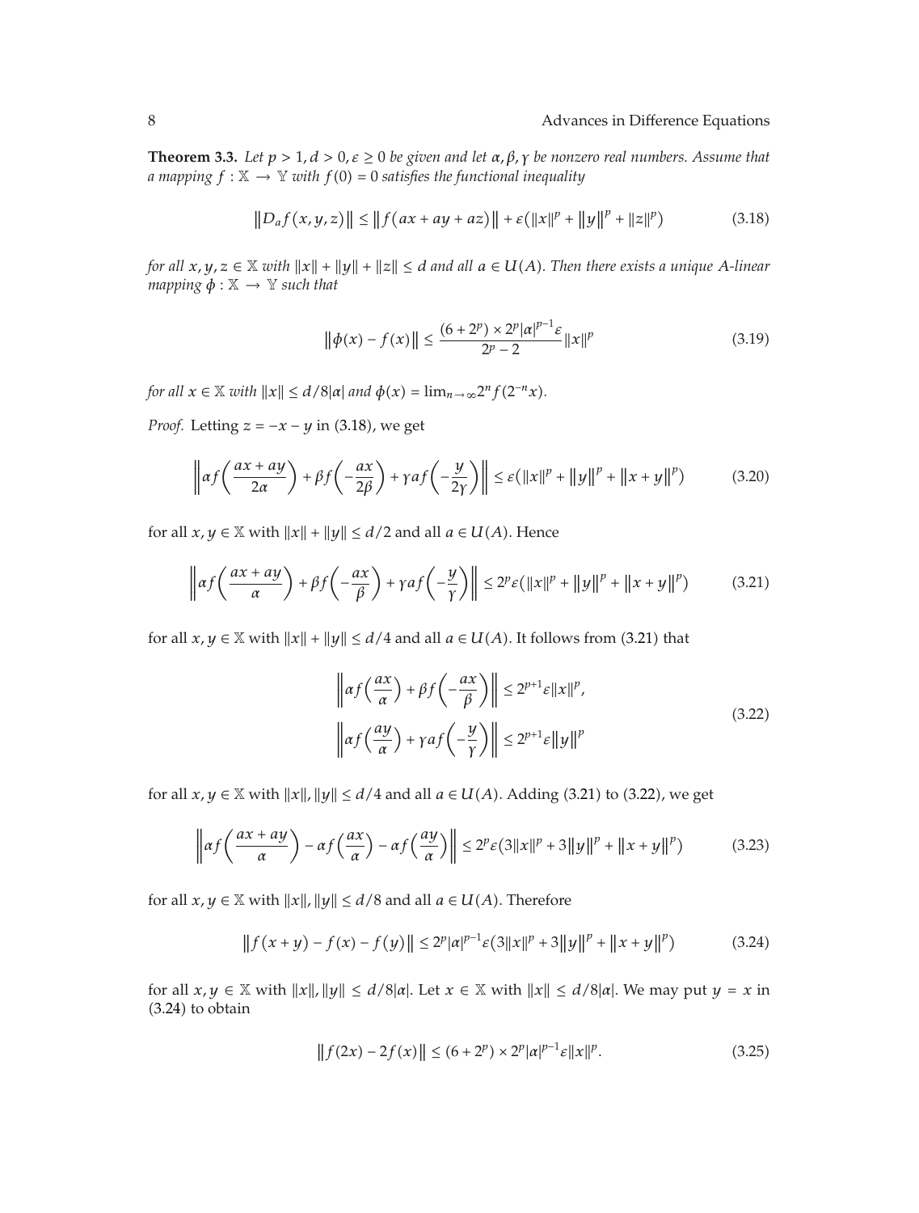**Theorem 3.3.** *Let $p > 1, d > 0, \varepsilon \geq 0$ be given and let $\alpha, \beta, \gamma$ be nonzero real numbers. Assume that a mapping $f : \mathbb{X} \to \mathbb{Y}$ with $f(0) = 0$ satisfies the functional inequality*

$$\left\| D_a f(x, y, z) \right\| \leq \left\| f(ax + ay + az) \right\| + \varepsilon\left(\|x\|^p + \|y\|^p + \|z\|^p\right) \tag{3.18}$$

*for all $x, y, z \in \mathbb{X}$ with $\|x\| + \|y\| + \|z\| \leq d$ and all $a \in U(A)$. Then there exists a unique $A$-linear mapping $\phi : \mathbb{X} \to \mathbb{Y}$ such that*

$$\left\| \phi(x) - f(x) \right\| \leq \frac{(6 + 2^p) \times 2^p |\alpha|^{p-1} \varepsilon}{2^p - 2} \|x\|^p \tag{3.19}$$

*for all $x \in \mathbb{X}$ with $\|x\| \leq d/8|\alpha|$ and $\phi(x) = \lim_{n \to \infty} 2^n f(2^{-n} x)$.*

*Proof.* Letting $z = -x - y$ in (3.18), we get

$$\left\| \alpha f\left(\frac{ax + ay}{2\alpha}\right) + \beta f\left(-\frac{ax}{2\beta}\right) + \gamma a f\left(-\frac{y}{2\gamma}\right) \right\| \leq \varepsilon\left(\|x\|^p + \|y\|^p + \|x + y\|^p\right) \tag{3.20}$$

for all $x, y \in \mathbb{X}$ with $\|x\| + \|y\| \leq d/2$ and all $a \in U(A)$. Hence

$$\left\| \alpha f\left(\frac{ax + ay}{\alpha}\right) + \beta f\left(-\frac{ax}{\beta}\right) + \gamma a f\left(-\frac{y}{\gamma}\right) \right\| \leq 2^p \varepsilon\left(\|x\|^p + \|y\|^p + \|x + y\|^p\right) \tag{3.21}$$

for all $x, y \in \mathbb{X}$ with $\|x\| + \|y\| \leq d/4$ and all $a \in U(A)$. It follows from (3.21) that

$$\begin{aligned}
&\left\| \alpha f\left(\frac{ax}{\alpha}\right) + \beta f\left(-\frac{ax}{\beta}\right) \right\| \leq 2^{p+1} \varepsilon \|x\|^p, \\
&\left\| \alpha f\left(\frac{ay}{\alpha}\right) + \gamma a f\left(-\frac{y}{\gamma}\right) \right\| \leq 2^{p+1} \varepsilon \|y\|^p
\end{aligned} \tag{3.22}$$

for all $x, y \in \mathbb{X}$ with $\|x\|, \|y\| \leq d/4$ and all $a \in U(A)$. Adding (3.21) to (3.22), we get

$$\left\| \alpha f\left(\frac{ax + ay}{\alpha}\right) - \alpha f\left(\frac{ax}{\alpha}\right) - \alpha f\left(\frac{ay}{\alpha}\right) \right\| \leq 2^p \varepsilon\left(3\|x\|^p + 3\|y\|^p + \|x + y\|^p\right) \tag{3.23}$$

for all $x, y \in \mathbb{X}$ with $\|x\|, \|y\| \leq d/8$ and all $a \in U(A)$. Therefore

$$\left\| f(x + y) - f(x) - f(y) \right\| \leq 2^p |\alpha|^{p-1} \varepsilon\left(3\|x\|^p + 3\|y\|^p + \|x + y\|^p\right) \tag{3.24}$$

for all $x, y \in \mathbb{X}$ with $\|x\|, \|y\| \leq d/8|\alpha|$. Let $x \in \mathbb{X}$ with $\|x\| \leq d/8|\alpha|$. We may put $y = x$ in (3.24) to obtain

$$\left\| f(2x) - 2f(x) \right\| \leq (6 + 2^p) \times 2^p |\alpha|^{p-1} \varepsilon \|x\|^p. \tag{3.25}$$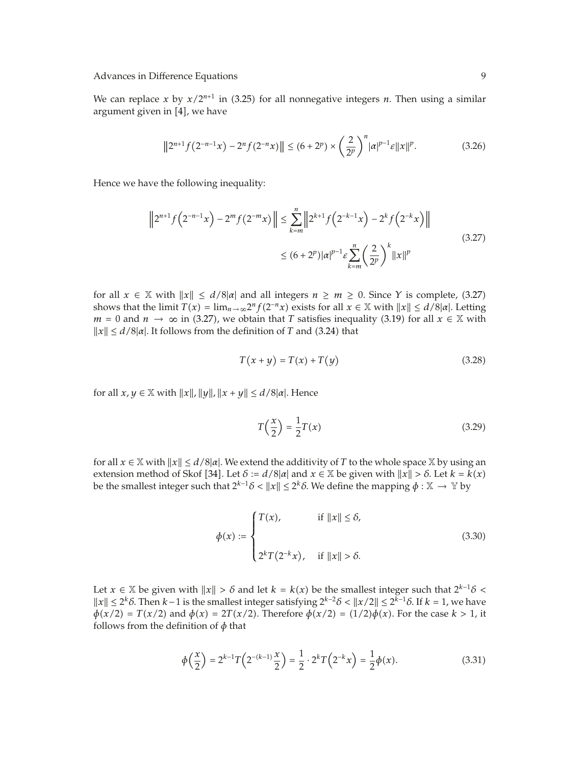We can replace $x$ by $x/2^{n+1}$ in (3.25) for all nonnegative integers $n$. Then using a similar argument given in [4], we have

$$\left\|2^{n+1} f\left(2^{-n-1} x\right)-2^n f\left(2^{-n} x\right)\right\| \leq\left(6+2^p\right) \times\left(\frac{2}{2^p}\right)^n|\alpha|^{p-1} \varepsilon\|x\|^p. \tag{3.26}$$

Hence we have the following inequality:

$$\begin{aligned}
\left\|2^{n+1} f\left(2^{-n-1} x\right)-2^m f\left(2^{-m} x\right)\right\| & \leq \sum_{k=m}^n\left\|2^{k+1} f\left(2^{-k-1} x\right)-2^k f\left(2^{-k} x\right)\right\| \\
& \leq\left(6+2^p\right)|\alpha|^{p-1} \varepsilon \sum_{k=m}^n\left(\frac{2}{2^p}\right)^k\|x\|^p
\end{aligned} \tag{3.27}$$

for all $x \in \mathbb{X}$ with $\|x\| \leq d/8|\alpha|$ and all integers $n \geq m \geq 0$. Since $Y$ is complete, (3.27) shows that the limit $T(x)=\lim_{n\to\infty} 2^n f(2^{-n}x)$ exists for all $x \in \mathbb{X}$ with $\|x\| \leq d/8|\alpha|$. Letting $m=0$ and $n \to \infty$ in (3.27), we obtain that $T$ satisfies inequality (3.19) for all $x \in \mathbb{X}$ with $\|x\| \leq d/8|\alpha|$. It follows from the definition of $T$ and (3.24) that

$$T(x+y)=T(x)+T(y) \tag{3.28}$$

for all $x, y \in \mathbb{X}$ with $\|x\|, \|y\|, \|x+y\| \leq d/8|\alpha|$. Hence

$$T\left(\frac{x}{2}\right)=\frac{1}{2} T(x) \tag{3.29}$$

for all $x \in \mathbb{X}$ with $\|x\| \leq d/8|\alpha|$. We extend the additivity of $T$ to the whole space $\mathbb{X}$ by using an extension method of Skof [34]. Let $\delta := d/8|\alpha|$ and $x \in \mathbb{X}$ be given with $\|x\| > \delta$. Let $k = k(x)$ be the smallest integer such that $2^{k-1}\delta < \|x\| \leq 2^k\delta$. We define the mapping $\phi : \mathbb{X} \to \mathbb{Y}$ by

$$\phi(x):= \begin{cases}T(x), & \text { if }\|x\| \leq \delta, \\ 2^k T\left(2^{-k} x\right), & \text { if }\|x\|>\delta.\end{cases} \tag{3.30}$$

Let $x \in \mathbb{X}$ be given with $\|x\| > \delta$ and let $k = k(x)$ be the smallest integer such that $2^{k-1}\delta < \|x\| \leq 2^k\delta$. Then $k-1$ is the smallest integer satisfying $2^{k-2}\delta < \|x/2\| \leq 2^{k-1}\delta$. If $k=1$, we have $\phi(x/2) = T(x/2)$ and $\phi(x) = 2T(x/2)$. Therefore $\phi(x/2) = (1/2)\phi(x)$. For the case $k > 1$, it follows from the definition of $\phi$ that

$$\phi\left(\frac{x}{2}\right)=2^{k-1} T\left(2^{-(k-1)} \frac{x}{2}\right)=\frac{1}{2} \cdot 2^k T\left(2^{-k} x\right)=\frac{1}{2} \phi(x). \tag{3.31}$$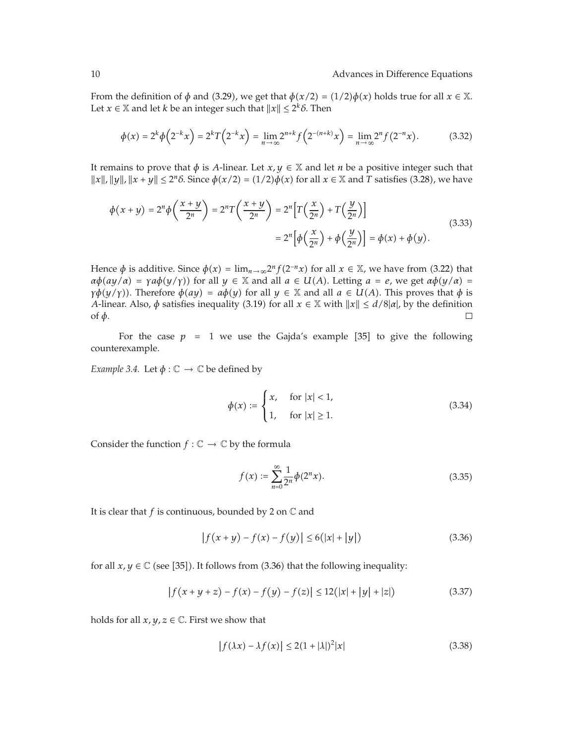From the definition of $\phi$ and (3.29), we get that $\phi(x/2) = (1/2)\phi(x)$ holds true for all $x \in \mathbb{X}$. Let $x \in \mathbb{X}$ and let $k$ be an integer such that $\|x\| \le 2^k\delta$. Then

$$\phi(x) = 2^k\phi\left(2^{-k}x\right) = 2^kT\left(2^{-k}x\right) = \lim_{n\to\infty} 2^{n+k} f\left(2^{-(n+k)}x\right) = \lim_{n\to\infty} 2^n f\left(2^{-n}x\right). \tag{3.32}$$

It remains to prove that $\phi$ is $A$-linear. Let $x, y \in \mathbb{X}$ and let $n$ be a positive integer such that $\|x\|, \|y\|, \|x+y\| \le 2^n\delta$. Since $\phi(x/2) = (1/2)\phi(x)$ for all $x \in \mathbb{X}$ and $T$ satisfies (3.28), we have

$$\begin{aligned}\phi(x+y) = 2^n\phi\left(\frac{x+y}{2^n}\right) = 2^nT\left(\frac{x+y}{2^n}\right) &= 2^n\left[T\left(\frac{x}{2^n}\right) + T\left(\frac{y}{2^n}\right)\right] \\ &= 2^n\left[\phi\left(\frac{x}{2^n}\right) + \phi\left(\frac{y}{2^n}\right)\right] = \phi(x) + \phi(y).\end{aligned} \tag{3.33}$$

Hence $\phi$ is additive. Since $\phi(x) = \lim_{n\to\infty} 2^n f(2^{-n}x)$ for all $x \in \mathbb{X}$, we have from (3.22) that $\alpha\phi(ay/\alpha) = \gamma a\phi(y/\gamma))$ for all $y \in \mathbb{X}$ and all $a \in U(A)$. Letting $a = e$, we get $\alpha\phi(y/\alpha) = \gamma\phi(y/\gamma))$. Therefore $\phi(ay) = a\phi(y)$ for all $y \in \mathbb{X}$ and all $a \in U(A)$. This proves that $\phi$ is $A$-linear. Also, $\phi$ satisfies inequality (3.19) for all $x \in \mathbb{X}$ with $\|x\| \le d/8|\alpha|$, by the definition of $\phi$. □

For the case $p = 1$ we use the Gajda's example [35] to give the following counterexample.

*Example 3.4.* Let $\phi : \mathbb{C} \to \mathbb{C}$ be defined by

$$\phi(x) := \begin{cases} x, & \text{for } |x| < 1, \\ 1, & \text{for } |x| \ge 1. \end{cases} \tag{3.34}$$

Consider the function $f : \mathbb{C} \to \mathbb{C}$ by the formula

$$f(x) := \sum_{n=0}^{\infty} \frac{1}{2^n}\phi(2^n x). \tag{3.35}$$

It is clear that $f$ is continuous, bounded by 2 on $\mathbb{C}$ and

$$\left|f(x+y) - f(x) - f(y)\right| \le 6\left(|x| + |y|\right) \tag{3.36}$$

for all $x, y \in \mathbb{C}$ (see [35]). It follows from (3.36) that the following inequality:

$$\left|f(x+y+z) - f(x) - f(y) - f(z)\right| \le 12\left(|x| + |y| + |z|\right) \tag{3.37}$$

holds for all $x, y, z \in \mathbb{C}$. First we show that

$$\left|f(\lambda x) - \lambda f(x)\right| \le 2(1 + |\lambda|)^2|x| \tag{3.38}$$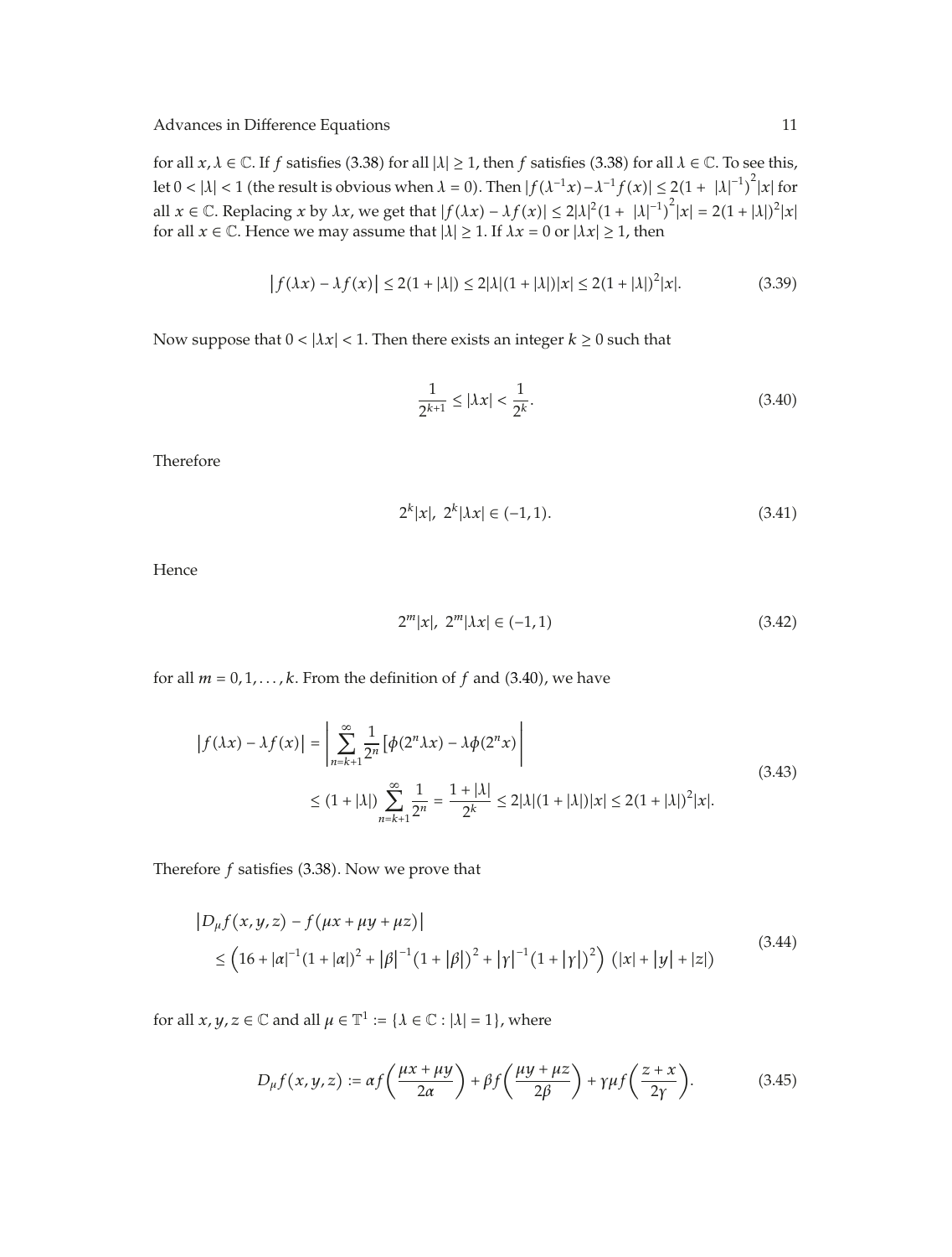for all $x, \lambda \in \mathbb{C}$. If $f$ satisfies (3.38) for all $|\lambda| \geq 1$, then $f$ satisfies (3.38) for all $\lambda \in \mathbb{C}$. To see this, let $0 < |\lambda| < 1$ (the result is obvious when $\lambda = 0$). Then $|f(\lambda^{-1}x) - \lambda^{-1}f(x)| \leq 2(1 + |\lambda|^{-1})^2|x|$ for all $x \in \mathbb{C}$. Replacing $x$ by $\lambda x$, we get that $|f(\lambda x) - \lambda f(x)| \leq 2|\lambda|^2(1 + |\lambda|^{-1})^2|x| = 2(1+|\lambda|)^2|x|$ for all $x \in \mathbb{C}$. Hence we may assume that $|\lambda| \geq 1$. If $\lambda x = 0$ or $|\lambda x| \geq 1$, then

$$\left| f(\lambda x) - \lambda f(x) \right| \leq 2(1+|\lambda|) \leq 2|\lambda|(1+|\lambda|)|x| \leq 2(1+|\lambda|)^2|x|. \tag{3.39}$$

Now suppose that $0 < |\lambda x| < 1$. Then there exists an integer $k \geq 0$ such that

$$\frac{1}{2^{k+1}} \leq |\lambda x| < \frac{1}{2^k}. \tag{3.40}$$

Therefore

$$2^k|x|,\ 2^k|\lambda x| \in (-1, 1). \tag{3.41}$$

Hence

$$2^m|x|,\ 2^m|\lambda x| \in (-1, 1) \tag{3.42}$$

for all $m = 0, 1, \ldots, k$. From the definition of $f$ and (3.40), we have

$$\begin{aligned} \left| f(\lambda x) - \lambda f(x) \right| &= \left| \sum_{n=k+1}^{\infty} \frac{1}{2^n} \left[ \phi(2^n \lambda x) - \lambda \phi(2^n x) \right] \right| \\ &\leq (1+|\lambda|) \sum_{n=k+1}^{\infty} \frac{1}{2^n} = \frac{1+|\lambda|}{2^k} \leq 2|\lambda|(1+|\lambda|)|x| \leq 2(1+|\lambda|)^2|x|. \end{aligned} \tag{3.43}$$

Therefore $f$ satisfies (3.38). Now we prove that

$$\begin{aligned} &\left| D_\mu f(x,y,z) - f(\mu x + \mu y + \mu z) \right| \\ &\quad \leq \left( 16 + |\alpha|^{-1}(1+|\alpha|)^2 + |\beta|^{-1}(1+|\beta|)^2 + |\gamma|^{-1}(1+|\gamma|)^2 \right) \left( |x| + |y| + |z| \right) \end{aligned} \tag{3.44}$$

for all $x, y, z \in \mathbb{C}$ and all $\mu \in \mathbb{T}^1 := \{\lambda \in \mathbb{C} : |\lambda| = 1\}$, where

$$D_\mu f(x,y,z) := \alpha f\left( \frac{\mu x + \mu y}{2\alpha} \right) + \beta f\left( \frac{\mu y + \mu z}{2\beta} \right) + \gamma \mu f\left( \frac{z + x}{2\gamma} \right). \tag{3.45}$$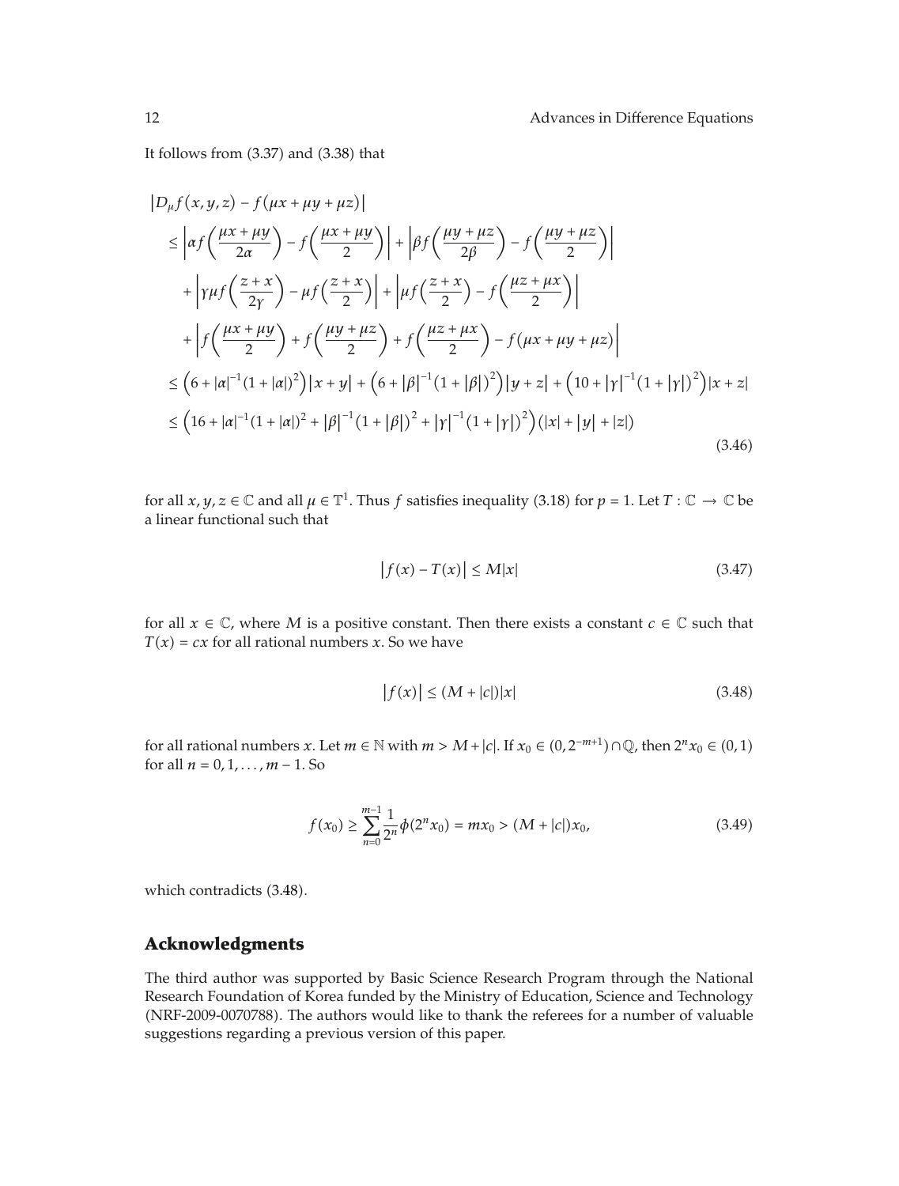It follows from (3.37) and (3.38) that

$$
\begin{aligned}
&\left|D_\mu f(x,y,z) - f(\mu x + \mu y + \mu z)\right| \\
&\quad \le \left|\alpha f\left(\frac{\mu x + \mu y}{2\alpha}\right) - f\left(\frac{\mu x + \mu y}{2}\right)\right| + \left|\beta f\left(\frac{\mu y + \mu z}{2\beta}\right) - f\left(\frac{\mu y + \mu z}{2}\right)\right| \\
&\qquad + \left|\gamma \mu f\left(\frac{z + x}{2\gamma}\right) - \mu f\left(\frac{z + x}{2}\right)\right| + \left|\mu f\left(\frac{z + x}{2}\right) - f\left(\frac{\mu z + \mu x}{2}\right)\right| \\
&\qquad + \left|f\left(\frac{\mu x + \mu y}{2}\right) + f\left(\frac{\mu y + \mu z}{2}\right) + f\left(\frac{\mu z + \mu x}{2}\right) - f(\mu x + \mu y + \mu z)\right| \\
&\quad \le \left(6 + |\alpha|^{-1}(1+|\alpha|)^2\right)|x+y| + \left(6 + |\beta|^{-1}(1+|\beta|)^2\right)|y+z| + \left(10 + |\gamma|^{-1}(1+|\gamma|)^2\right)|x+z| \\
&\quad \le \left(16 + |\alpha|^{-1}(1+|\alpha|)^2 + |\beta|^{-1}(1+|\beta|)^2 + |\gamma|^{-1}(1+|\gamma|)^2\right)(|x| + |y| + |z|)
\end{aligned}
\tag{3.46}
$$

for all $x, y, z \in \mathbb{C}$ and all $\mu \in \mathbb{T}^1$. Thus $f$ satisfies inequality (3.18) for $p = 1$. Let $T : \mathbb{C} \to \mathbb{C}$ be a linear functional such that

$$
\left|f(x) - T(x)\right| \le M|x| \tag{3.47}
$$

for all $x \in \mathbb{C}$, where $M$ is a positive constant. Then there exists a constant $c \in \mathbb{C}$ such that $T(x) = cx$ for all rational numbers $x$. So we have

$$
\left|f(x)\right| \le (M + |c|)|x| \tag{3.48}
$$

for all rational numbers $x$. Let $m \in \mathbb{N}$ with $m > M + |c|$. If $x_0 \in (0, 2^{-m+1}) \cap \mathbb{Q}$, then $2^n x_0 \in (0,1)$ for all $n = 0, 1, \ldots, m-1$. So

$$
f(x_0) \ge \sum_{n=0}^{m-1} \frac{1}{2^n} \phi(2^n x_0) = m x_0 > (M + |c|) x_0, \tag{3.49}
$$

which contradicts (3.48).

## Acknowledgments

The third author was supported by Basic Science Research Program through the National Research Foundation of Korea funded by the Ministry of Education, Science and Technology (NRF-2009-0070788). The authors would like to thank the referees for a number of valuable suggestions regarding a previous version of this paper.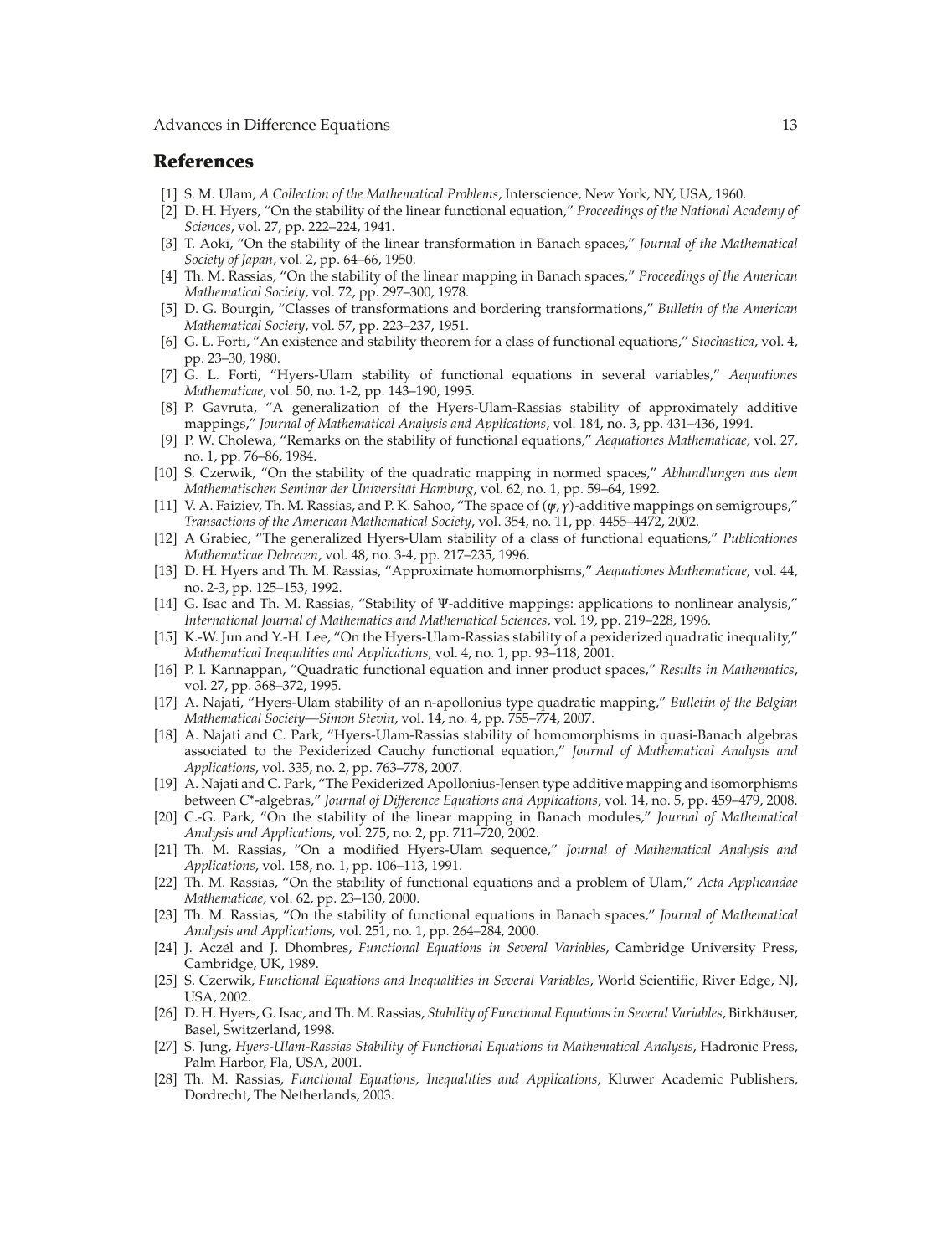## References

[1] S. M. Ulam, *A Collection of the Mathematical Problems*, Interscience, New York, NY, USA, 1960.

[2] D. H. Hyers, "On the stability of the linear functional equation," *Proceedings of the National Academy of Sciences*, vol. 27, pp. 222–224, 1941.

[3] T. Aoki, "On the stability of the linear transformation in Banach spaces," *Journal of the Mathematical Society of Japan*, vol. 2, pp. 64–66, 1950.

[4] Th. M. Rassias, "On the stability of the linear mapping in Banach spaces," *Proceedings of the American Mathematical Society*, vol. 72, pp. 297–300, 1978.

[5] D. G. Bourgin, "Classes of transformations and bordering transformations," *Bulletin of the American Mathematical Society*, vol. 57, pp. 223–237, 1951.

[6] G. L. Forti, "An existence and stability theorem for a class of functional equations," *Stochastica*, vol. 4, pp. 23–30, 1980.

[7] G. L. Forti, "Hyers-Ulam stability of functional equations in several variables," *Aequationes Mathematicae*, vol. 50, no. 1-2, pp. 143–190, 1995.

[8] P. Gavruta, "A generalization of the Hyers-Ulam-Rassias stability of approximately additive mappings," *Journal of Mathematical Analysis and Applications*, vol. 184, no. 3, pp. 431–436, 1994.

[9] P. W. Cholewa, "Remarks on the stability of functional equations," *Aequationes Mathematicae*, vol. 27, no. 1, pp. 76–86, 1984.

[10] S. Czerwik, "On the stability of the quadratic mapping in normed spaces," *Abhandlungen aus dem Mathematischen Seminar der Universität Hamburg*, vol. 62, no. 1, pp. 59–64, 1992.

[11] V. A. Faiziev, Th. M. Rassias, and P. K. Sahoo, "The space of $(\psi, \gamma)$-additive mappings on semigroups," *Transactions of the American Mathematical Society*, vol. 354, no. 11, pp. 4455–4472, 2002.

[12] A Grabiec, "The generalized Hyers-Ulam stability of a class of functional equations," *Publicationes Mathematicae Debrecen*, vol. 48, no. 3-4, pp. 217–235, 1996.

[13] D. H. Hyers and Th. M. Rassias, "Approximate homomorphisms," *Aequationes Mathematicae*, vol. 44, no. 2-3, pp. 125–153, 1992.

[14] G. Isac and Th. M. Rassias, "Stability of $\Psi$-additive mappings: applications to nonlinear analysis," *International Journal of Mathematics and Mathematical Sciences*, vol. 19, pp. 219–228, 1996.

[15] K.-W. Jun and Y.-H. Lee, "On the Hyers-Ulam-Rassias stability of a pexiderized quadratic inequality," *Mathematical Inequalities and Applications*, vol. 4, no. 1, pp. 93–118, 2001.

[16] P. l. Kannappan, "Quadratic functional equation and inner product spaces," *Results in Mathematics*, vol. 27, pp. 368–372, 1995.

[17] A. Najati, "Hyers-Ulam stability of an n-apollonius type quadratic mapping," *Bulletin of the Belgian Mathematical Society—Simon Stevin*, vol. 14, no. 4, pp. 755–774, 2007.

[18] A. Najati and C. Park, "Hyers-Ulam-Rassias stability of homomorphisms in quasi-Banach algebras associated to the Pexiderized Cauchy functional equation," *Journal of Mathematical Analysis and Applications*, vol. 335, no. 2, pp. 763–778, 2007.

[19] A. Najati and C. Park, "The Pexiderized Apollonius-Jensen type additive mapping and isomorphisms between $C^*$-algebras," *Journal of Difference Equations and Applications*, vol. 14, no. 5, pp. 459–479, 2008.

[20] C.-G. Park, "On the stability of the linear mapping in Banach modules," *Journal of Mathematical Analysis and Applications*, vol. 275, no. 2, pp. 711–720, 2002.

[21] Th. M. Rassias, "On a modified Hyers-Ulam sequence," *Journal of Mathematical Analysis and Applications*, vol. 158, no. 1, pp. 106–113, 1991.

[22] Th. M. Rassias, "On the stability of functional equations and a problem of Ulam," *Acta Applicandae Mathematicae*, vol. 62, pp. 23–130, 2000.

[23] Th. M. Rassias, "On the stability of functional equations in Banach spaces," *Journal of Mathematical Analysis and Applications*, vol. 251, no. 1, pp. 264–284, 2000.

[24] J. Aczél and J. Dhombres, *Functional Equations in Several Variables*, Cambridge University Press, Cambridge, UK, 1989.

[25] S. Czerwik, *Functional Equations and Inequalities in Several Variables*, World Scientific, River Edge, NJ, USA, 2002.

[26] D. H. Hyers, G. Isac, and Th. M. Rassias, *Stability of Functional Equations in Several Variables*, Birkhäuser, Basel, Switzerland, 1998.

[27] S. Jung, *Hyers-Ulam-Rassias Stability of Functional Equations in Mathematical Analysis*, Hadronic Press, Palm Harbor, Fla, USA, 2001.

[28] Th. M. Rassias, *Functional Equations, Inequalities and Applications*, Kluwer Academic Publishers, Dordrecht, The Netherlands, 2003.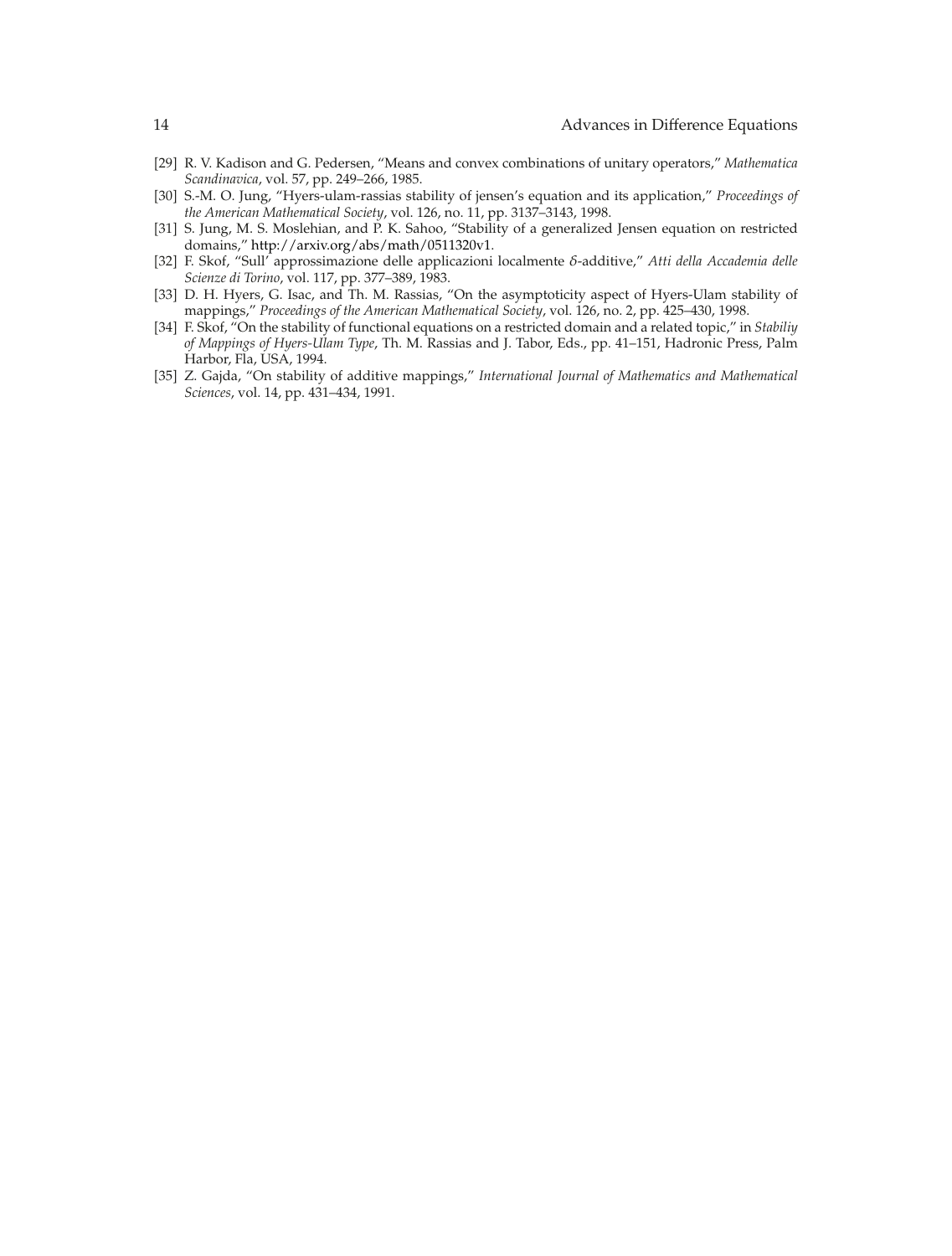[29] R. V. Kadison and G. Pedersen, "Means and convex combinations of unitary operators," *Mathematica Scandinavica*, vol. 57, pp. 249–266, 1985.

[30] S.-M. O. Jung, "Hyers-ulam-rassias stability of jensen's equation and its application," *Proceedings of the American Mathematical Society*, vol. 126, no. 11, pp. 3137–3143, 1998.

[31] S. Jung, M. S. Moslehian, and P. K. Sahoo, "Stability of a generalized Jensen equation on restricted domains," http://arxiv.org/abs/math/0511320v1.

[32] F. Skof, "Sull' approssimazione delle applicazioni localmente $\delta$-additive," *Atti della Accademia delle Scienze di Torino*, vol. 117, pp. 377–389, 1983.

[33] D. H. Hyers, G. Isac, and Th. M. Rassias, "On the asymptoticity aspect of Hyers-Ulam stability of mappings," *Proceedings of the American Mathematical Society*, vol. 126, no. 2, pp. 425–430, 1998.

[34] F. Skof, "On the stability of functional equations on a restricted domain and a related topic," in *Stabiliy of Mappings of Hyers-Ulam Type*, Th. M. Rassias and J. Tabor, Eds., pp. 41–151, Hadronic Press, Palm Harbor, Fla, USA, 1994.

[35] Z. Gajda, "On stability of additive mappings," *International Journal of Mathematics and Mathematical Sciences*, vol. 14, pp. 431–434, 1991.